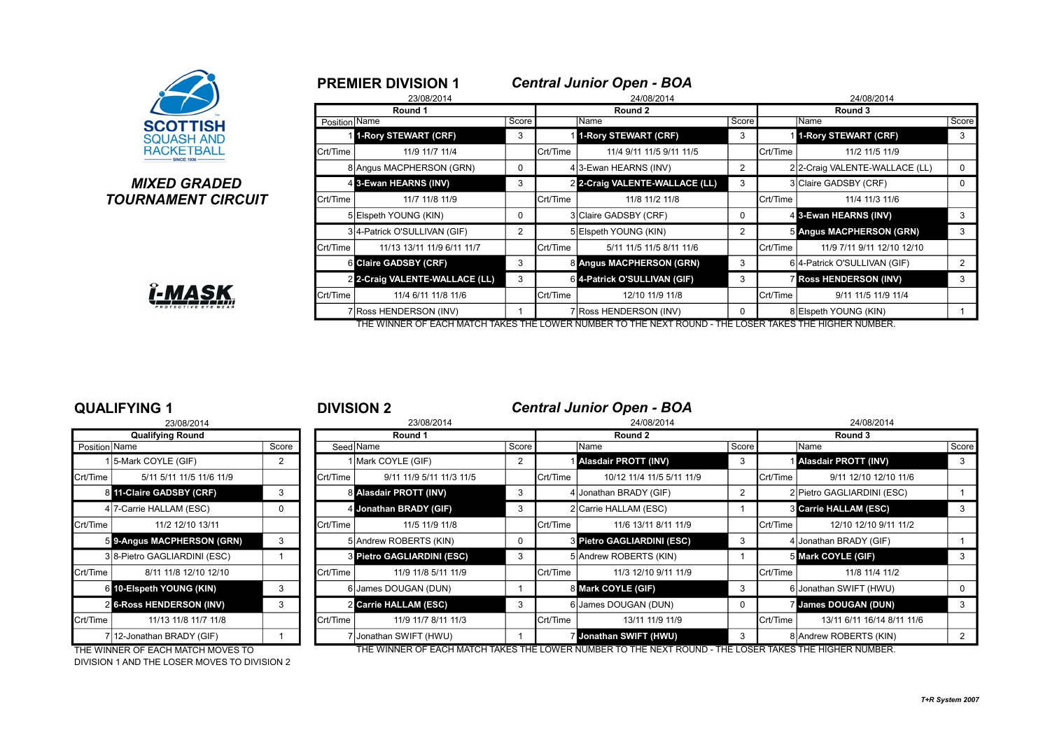SCOTTISH SQUASH AND RACKETBALL

*MIXED GRADED TOURNAMENT CIRCUIT*

## PREMIER DIVISION 1 — *Central Junior Open - BOA*

| Round 1 (23/08/2014) | | | Round 2 (24/08/2014) | | | Round 3 (24/08/2014) | | |
|---|---|---|---|---|---|---|---|---|
| Position | Name | Score | | Name | Score | | Name | Score |
| 1 | **1-Rory STEWART (CRF)** | 3 | 1 | **1-Rory STEWART (CRF)** | 3 | 1 | **1-Rory STEWART (CRF)** | 3 |
| Crt/Time | 11/9 11/7 11/4 | | Crt/Time | 11/4 9/11 11/5 9/11 11/5 | | Crt/Time | 11/2 11/5 11/9 | |
| 8 | Angus MACPHERSON (GRN) | 0 | 4 | 3-Ewan HEARNS (INV) | 2 | 2 | 2-Craig VALENTE-WALLACE (LL) | 0 |
| 4 | **3-Ewan HEARNS (INV)** | 3 | 2 | **2-Craig VALENTE-WALLACE (LL)** | 3 | 3 | Claire GADSBY (CRF) | 0 |
| Crt/Time | 11/7 11/8 11/9 | | Crt/Time | 11/8 11/2 11/8 | | Crt/Time | 11/4 11/3 11/6 | |
| 5 | Elspeth YOUNG (KIN) | 0 | 3 | Claire GADSBY (CRF) | 0 | 4 | **3-Ewan HEARNS (INV)** | 3 |
| 3 | 4-Patrick O'SULLIVAN (GIF) | 2 | 5 | Elspeth YOUNG (KIN) | 2 | 5 | **Angus MACPHERSON (GRN)** | 3 |
| Crt/Time | 11/13 13/11 11/9 6/11 11/7 | | Crt/Time | 5/11 11/5 11/5 8/11 11/6 | | Crt/Time | 11/9 7/11 9/11 12/10 12/10 | |
| 6 | **Claire GADSBY (CRF)** | 3 | 8 | **Angus MACPHERSON (GRN)** | 3 | 6 | 4-Patrick O'SULLIVAN (GIF) | 2 |
| 2 | **2-Craig VALENTE-WALLACE (LL)** | 3 | 6 | **4-Patrick O'SULLIVAN (GIF)** | 3 | 7 | **Ross HENDERSON (INV)** | 3 |
| Crt/Time | 11/4 6/11 11/8 11/6 | | Crt/Time | 12/10 11/9 11/8 | | Crt/Time | 9/11 11/5 11/9 11/4 | |
| 7 | Ross HENDERSON (INV) | 1 | 7 | Ross HENDERSON (INV) | 0 | 8 | Elspeth YOUNG (KIN) | 1 |

THE WINNER OF EACH MATCH TAKES THE LOWER NUMBER TO THE NEXT ROUND - THE LOSER TAKES THE HIGHER NUMBER.

## QUALIFYING 1

| Qualifying Round (23/08/2014) | | |
|---|---|---|
| Position | Name | Score |
| 1 | 5-Mark COYLE (GIF) | 2 |
| Crt/Time | 5/11 5/11 11/5 11/6 11/9 | |
| 8 | **11-Claire GADSBY (CRF)** | 3 |
| 4 | 7-Carrie HALLAM (ESC) | 0 |
| Crt/Time | 11/2 12/10 13/11 | |
| 5 | **9-Angus MACPHERSON (GRN)** | 3 |
| 3 | 8-Pietro GAGLIARDINI (ESC) | 1 |
| Crt/Time | 8/11 11/8 12/10 12/10 | |
| 6 | **10-Elspeth YOUNG (KIN)** | 3 |
| 2 | **6-Ross HENDERSON (INV)** | 3 |
| Crt/Time | 11/13 11/8 11/7 11/8 | |
| 7 | 12-Jonathan BRADY (GIF) | 1 |

THE WINNER OF EACH MATCH MOVES TO DIVISION 1 AND THE LOSER MOVES TO DIVISION 2

## DIVISION 2 — *Central Junior Open - BOA*

| Round 1 (23/08/2014) | | | Round 2 (24/08/2014) | | | Round 3 (24/08/2014) | | |
|---|---|---|---|---|---|---|---|---|
| Seed | Name | Score | | Name | Score | | Name | Score |
| 1 | Mark COYLE (GIF) | 2 | 1 | **Alasdair PROTT (INV)** | 3 | 1 | **Alasdair PROTT (INV)** | 3 |
| Crt/Time | 9/11 11/9 5/11 11/3 11/5 | | Crt/Time | 10/12 11/4 11/5 5/11 11/9 | | Crt/Time | 9/11 12/10 12/10 11/6 | |
| 8 | **Alasdair PROTT (INV)** | 3 | 4 | Jonathan BRADY (GIF) | 2 | 2 | Pietro GAGLIARDINI (ESC) | 1 |
| 4 | **Jonathan BRADY (GIF)** | 3 | 2 | Carrie HALLAM (ESC) | 1 | 3 | **Carrie HALLAM (ESC)** | 3 |
| Crt/Time | 11/5 11/9 11/8 | | Crt/Time | 11/6 13/11 8/11 11/9 | | Crt/Time | 12/10 12/10 9/11 11/2 | |
| 5 | Andrew ROBERTS (KIN) | 0 | 3 | **Pietro GAGLIARDINI (ESC)** | 3 | 4 | Jonathan BRADY (GIF) | 1 |
| 3 | **Pietro GAGLIARDINI (ESC)** | 3 | 5 | Andrew ROBERTS (KIN) | 1 | 5 | **Mark COYLE (GIF)** | 3 |
| Crt/Time | 11/9 11/8 5/11 11/9 | | Crt/Time | 11/3 12/10 9/11 11/9 | | Crt/Time | 11/8 11/4 11/2 | |
| 6 | James DOUGAN (DUN) | 1 | 8 | **Mark COYLE (GIF)** | 3 | 6 | Jonathan SWIFT (HWU) | 0 |
| 2 | **Carrie HALLAM (ESC)** | 3 | 6 | James DOUGAN (DUN) | 0 | 7 | **James DOUGAN (DUN)** | 3 |
| Crt/Time | 11/9 11/7 8/11 11/3 | | Crt/Time | 13/11 11/9 11/9 | | Crt/Time | 13/11 6/11 16/14 8/11 11/6 | |
| 7 | Jonathan SWIFT (HWU) | 1 | 7 | **Jonathan SWIFT (HWU)** | 3 | 8 | Andrew ROBERTS (KIN) | 2 |

THE WINNER OF EACH MATCH TAKES THE LOWER NUMBER TO THE NEXT ROUND - THE LOSER TAKES THE HIGHER NUMBER.

*T+R System 2007*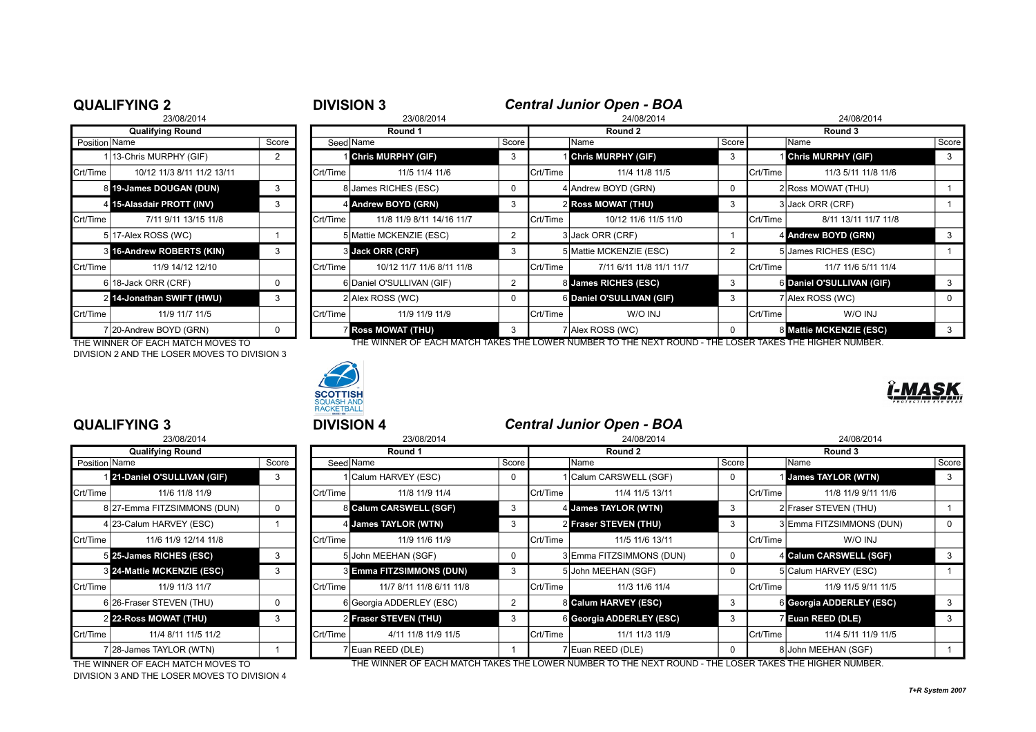## QUALIFYING 2

23/08/2014

| Qualifying Round | | |
|---|---|---|
| Position | Name | Score |
| 1 | 13-Chris MURPHY (GIF) | 2 |
| Crt/Time | 10/12 11/3 8/11 11/2 13/11 | |
| 8 | **19-James DOUGAN (DUN)** | 3 |
| 4 | **15-Alasdair PROTT (INV)** | 3 |
| Crt/Time | 7/11 9/11 13/15 11/8 | |
| 5 | 17-Alex ROSS (WC) | 1 |
| 3 | **16-Andrew ROBERTS (KIN)** | 3 |
| Crt/Time | 11/9 14/12 12/10 | |
| 6 | 18-Jack ORR (CRF) | 0 |
| 2 | **14-Jonathan SWIFT (HWU)** | 3 |
| Crt/Time | 11/9 11/7 11/5 | |
| 7 | 20-Andrew BOYD (GRN) | 0 |

THE WINNER OF EACH MATCH MOVES TO DIVISION 2 AND THE LOSER MOVES TO DIVISION 3

## DIVISION 3

### *Central Junior Open - BOA*

| Round 1 (23/08/2014) | | | Round 2 (24/08/2014) | | | Round 3 (24/08/2014) | | |
|---|---|---|---|---|---|---|---|---|
| Seed | Name | Score | | Name | Score | | Name | Score |
| 1 | **Chris MURPHY (GIF)** | 3 | 1 | **Chris MURPHY (GIF)** | 3 | 1 | **Chris MURPHY (GIF)** | 3 |
| Crt/Time | 11/5 11/4 11/6 | | Crt/Time | 11/4 11/8 11/5 | | Crt/Time | 11/3 5/11 11/8 11/6 | |
| 8 | James RICHES (ESC) | 0 | 4 | Andrew BOYD (GRN) | 0 | 2 | Ross MOWAT (THU) | 1 |
| 4 | **Andrew BOYD (GRN)** | 3 | 2 | **Ross MOWAT (THU)** | 3 | 3 | Jack ORR (CRF) | 1 |
| Crt/Time | 11/8 11/9 8/11 14/16 11/7 | | Crt/Time | 10/12 11/6 11/5 11/0 | | Crt/Time | 8/11 13/11 11/7 11/8 | |
| 5 | Mattie MCKENZIE (ESC) | 2 | 3 | Jack ORR (CRF) | 1 | 4 | **Andrew BOYD (GRN)** | 3 |
| 3 | **Jack ORR (CRF)** | 3 | 5 | Mattie MCKENZIE (ESC) | 2 | 5 | James RICHES (ESC) | 1 |
| Crt/Time | 10/12 11/7 11/6 8/11 11/8 | | Crt/Time | 7/11 6/11 11/8 11/1 11/7 | | Crt/Time | 11/7 11/6 5/11 11/4 | |
| 6 | Daniel O'SULLIVAN (GIF) | 2 | 8 | **James RICHES (ESC)** | 3 | 6 | **Daniel O'SULLIVAN (GIF)** | 3 |
| 2 | Alex ROSS (WC) | 0 | 6 | **Daniel O'SULLIVAN (GIF)** | 3 | 7 | Alex ROSS (WC) | 0 |
| Crt/Time | 11/9 11/9 11/9 | | Crt/Time | W/O INJ | | Crt/Time | W/O INJ | |
| 7 | **Ross MOWAT (THU)** | 3 | 7 | Alex ROSS (WC) | 0 | 8 | **Mattie MCKENZIE (ESC)** | 3 |

THE WINNER OF EACH MATCH TAKES THE LOWER NUMBER TO THE NEXT ROUND - THE LOSER TAKES THE HIGHER NUMBER.

## QUALIFYING 3

23/08/2014

| Qualifying Round | | |
|---|---|---|
| Position | Name | Score |
| 1 | **21-Daniel O'SULLIVAN (GIF)** | 3 |
| Crt/Time | 11/6 11/8 11/9 | |
| 8 | 27-Emma FITZSIMMONS (DUN) | 0 |
| 4 | 23-Calum HARVEY (ESC) | 1 |
| Crt/Time | 11/6 11/9 12/14 11/8 | |
| 5 | **25-James RICHES (ESC)** | 3 |
| 3 | **24-Mattie MCKENZIE (ESC)** | 3 |
| Crt/Time | 11/9 11/3 11/7 | |
| 6 | 26-Fraser STEVEN (THU) | 0 |
| 2 | **22-Ross MOWAT (THU)** | 3 |
| Crt/Time | 11/4 8/11 11/5 11/2 | |
| 7 | 28-James TAYLOR (WTN) | 1 |

THE WINNER OF EACH MATCH MOVES TO DIVISION 3 AND THE LOSER MOVES TO DIVISION 4

## DIVISION 4

### *Central Junior Open - BOA*

| Round 1 (23/08/2014) | | | Round 2 (24/08/2014) | | | Round 3 (24/08/2014) | | |
|---|---|---|---|---|---|---|---|---|
| Seed | Name | Score | | Name | Score | | Name | Score |
| 1 | Calum HARVEY (ESC) | 0 | 1 | Calum CARSWELL (SGF) | 0 | 1 | **James TAYLOR (WTN)** | 3 |
| Crt/Time | 11/8 11/9 11/4 | | Crt/Time | 11/4 11/5 13/11 | | Crt/Time | 11/8 11/9 9/11 11/6 | |
| 8 | **Calum CARSWELL (SGF)** | 3 | 4 | **James TAYLOR (WTN)** | 3 | 2 | Fraser STEVEN (THU) | 1 |
| 4 | **James TAYLOR (WTN)** | 3 | 2 | **Fraser STEVEN (THU)** | 3 | 3 | Emma FITZSIMMONS (DUN) | 0 |
| Crt/Time | 11/9 11/6 11/9 | | Crt/Time | 11/5 11/6 13/11 | | Crt/Time | W/O INJ | |
| 5 | John MEEHAN (SGF) | 0 | 3 | Emma FITZSIMMONS (DUN) | 0 | 4 | **Calum CARSWELL (SGF)** | 3 |
| 3 | **Emma FITZSIMMONS (DUN)** | 3 | 5 | John MEEHAN (SGF) | 0 | 5 | Calum HARVEY (ESC) | 1 |
| Crt/Time | 11/7 8/11 11/8 6/11 11/8 | | Crt/Time | 11/3 11/6 11/4 | | Crt/Time | 11/9 11/5 9/11 11/5 | |
| 6 | Georgia ADDERLEY (ESC) | 2 | 8 | **Calum HARVEY (ESC)** | 3 | 6 | **Georgia ADDERLEY (ESC)** | 3 |
| 2 | **Fraser STEVEN (THU)** | 3 | 6 | **Georgia ADDERLEY (ESC)** | 3 | 7 | **Euan REED (DLE)** | 3 |
| Crt/Time | 4/11 11/8 11/9 11/5 | | Crt/Time | 11/1 11/3 11/9 | | Crt/Time | 11/4 5/11 11/9 11/5 | |
| 7 | Euan REED (DLE) | 1 | 7 | Euan REED (DLE) | 0 | 8 | John MEEHAN (SGF) | 1 |

THE WINNER OF EACH MATCH TAKES THE LOWER NUMBER TO THE NEXT ROUND - THE LOSER TAKES THE HIGHER NUMBER.

*T+R System 2007*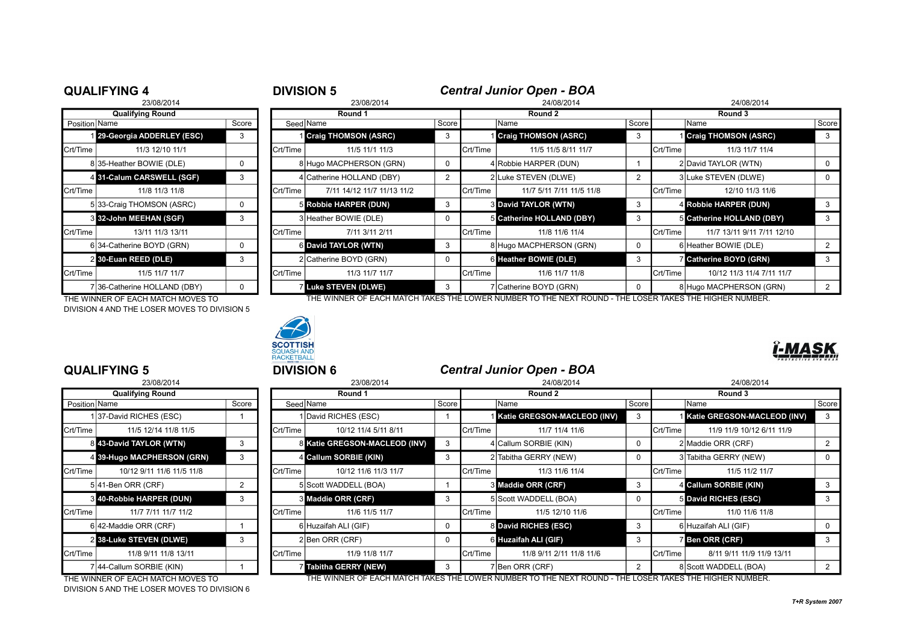## QUALIFYING 4

23/08/2014

| Qualifying Round | | |
|---|---|---|
| Position | Name | Score |
| 1 | **29-Georgia ADDERLEY (ESC)** | 3 |
| Crt/Time | 11/3 12/10 11/1 | |
| 8 | 35-Heather BOWIE (DLE) | 0 |
| 4 | **31-Calum CARSWELL (SGF)** | 3 |
| Crt/Time | 11/8 11/3 11/8 | |
| 5 | 33-Craig THOMSON (ASRC) | 0 |
| 3 | **32-John MEEHAN (SGF)** | 3 |
| Crt/Time | 13/11 11/3 13/11 | |
| 6 | 34-Catherine BOYD (GRN) | 0 |
| 2 | **30-Euan REED (DLE)** | 3 |
| Crt/Time | 11/5 11/7 11/7 | |
| 7 | 36-Catherine HOLLAND (DBY) | 0 |

THE WINNER OF EACH MATCH MOVES TO DIVISION 4 AND THE LOSER MOVES TO DIVISION 5

## DIVISION 5

### *Central Junior Open - BOA*

| Round 1 (23/08/2014) | | | Round 2 (24/08/2014) | | | Round 3 (24/08/2014) | | |
|---|---|---|---|---|---|---|---|---|
| Seed | Name | Score | | Name | Score | | Name | Score |
| 1 | **Craig THOMSON (ASRC)** | 3 | 1 | **Craig THOMSON (ASRC)** | 3 | 1 | **Craig THOMSON (ASRC)** | 3 |
| Crt/Time | 11/5 11/1 11/3 | | Crt/Time | 11/5 11/5 8/11 11/7 | | Crt/Time | 11/3 11/7 11/4 | |
| 8 | Hugo MACPHERSON (GRN) | 0 | 4 | Robbie HARPER (DUN) | 1 | 2 | David TAYLOR (WTN) | 0 |
| 4 | Catherine HOLLAND (DBY) | 2 | 2 | Luke STEVEN (DLWE) | 2 | 3 | Luke STEVEN (DLWE) | 0 |
| Crt/Time | 7/11 14/12 11/7 11/13 11/2 | | Crt/Time | 11/7 5/11 7/11 11/5 11/8 | | Crt/Time | 12/10 11/3 11/6 | |
| 5 | **Robbie HARPER (DUN)** | 3 | 3 | **David TAYLOR (WTN)** | 3 | 4 | **Robbie HARPER (DUN)** | 3 |
| 3 | Heather BOWIE (DLE) | 0 | 5 | **Catherine HOLLAND (DBY)** | 3 | 5 | **Catherine HOLLAND (DBY)** | 3 |
| Crt/Time | 7/11 3/11 2/11 | | Crt/Time | 11/8 11/6 11/4 | | Crt/Time | 11/7 13/11 9/11 7/11 12/10 | |
| 6 | **David TAYLOR (WTN)** | 3 | 8 | Hugo MACPHERSON (GRN) | 0 | 6 | Heather BOWIE (DLE) | 2 |
| 2 | Catherine BOYD (GRN) | 0 | 6 | **Heather BOWIE (DLE)** | 3 | 7 | **Catherine BOYD (GRN)** | 3 |
| Crt/Time | 11/3 11/7 11/7 | | Crt/Time | 11/6 11/7 11/8 | | Crt/Time | 10/12 11/3 11/4 7/11 11/7 | |
| 7 | **Luke STEVEN (DLWE)** | 3 | 7 | Catherine BOYD (GRN) | 0 | 8 | Hugo MACPHERSON (GRN) | 2 |

THE WINNER OF EACH MATCH TAKES THE LOWER NUMBER TO THE NEXT ROUND - THE LOSER TAKES THE HIGHER NUMBER.

## QUALIFYING 5

23/08/2014

| Qualifying Round | | |
|---|---|---|
| Position | Name | Score |
| 1 | 37-David RICHES (ESC) | 1 |
| Crt/Time | 11/5 12/14 11/8 11/5 | |
| 8 | **43-David TAYLOR (WTN)** | 3 |
| 4 | **39-Hugo MACPHERSON (GRN)** | 3 |
| Crt/Time | 10/12 9/11 11/6 11/5 11/8 | |
| 5 | 41-Ben ORR (CRF) | 2 |
| 3 | **40-Robbie HARPER (DUN)** | 3 |
| Crt/Time | 11/7 7/11 11/7 11/2 | |
| 6 | 42-Maddie ORR (CRF) | 1 |
| 2 | **38-Luke STEVEN (DLWE)** | 3 |
| Crt/Time | 11/8 9/11 11/8 13/11 | |
| 7 | 44-Callum SORBIE (KIN) | 1 |

THE WINNER OF EACH MATCH MOVES TO DIVISION 5 AND THE LOSER MOVES TO DIVISION 6

## DIVISION 6

### *Central Junior Open - BOA*

| Round 1 (23/08/2014) | | | Round 2 (24/08/2014) | | | Round 3 (24/08/2014) | | |
|---|---|---|---|---|---|---|---|---|
| Seed | Name | Score | | Name | Score | | Name | Score |
| 1 | David RICHES (ESC) | 1 | 1 | **Katie GREGSON-MACLEOD (INV)** | 3 | 1 | **Katie GREGSON-MACLEOD (INV)** | 3 |
| Crt/Time | 10/12 11/4 5/11 8/11 | | Crt/Time | 11/7 11/4 11/6 | | Crt/Time | 11/9 11/9 10/12 6/11 11/9 | |
| 8 | **Katie GREGSON-MACLEOD (INV)** | 3 | 4 | Callum SORBIE (KIN) | 0 | 2 | Maddie ORR (CRF) | 2 |
| 4 | **Callum SORBIE (KIN)** | 3 | 2 | Tabitha GERRY (NEW) | 0 | 3 | Tabitha GERRY (NEW) | 0 |
| Crt/Time | 10/12 11/6 11/3 11/7 | | Crt/Time | 11/3 11/6 11/4 | | Crt/Time | 11/5 11/2 11/7 | |
| 5 | Scott WADDELL (BOA) | 1 | 3 | **Maddie ORR (CRF)** | 3 | 4 | **Callum SORBIE (KIN)** | 3 |
| 3 | **Maddie ORR (CRF)** | 3 | 5 | Scott WADDELL (BOA) | 0 | 5 | **David RICHES (ESC)** | 3 |
| Crt/Time | 11/6 11/5 11/7 | | Crt/Time | 11/5 12/10 11/6 | | Crt/Time | 11/0 11/6 11/8 | |
| 6 | Huzaifah ALI (GIF) | 0 | 8 | **David RICHES (ESC)** | 3 | 6 | Huzaifah ALI (GIF) | 0 |
| 2 | Ben ORR (CRF) | 0 | 6 | **Huzaifah ALI (GIF)** | 3 | 7 | **Ben ORR (CRF)** | 3 |
| Crt/Time | 11/9 11/8 11/7 | | Crt/Time | 11/8 9/11 2/11 11/8 11/6 | | Crt/Time | 8/11 9/11 11/9 11/9 13/11 | |
| 7 | **Tabitha GERRY (NEW)** | 3 | 7 | Ben ORR (CRF) | 2 | 8 | Scott WADDELL (BOA) | 2 |

THE WINNER OF EACH MATCH TAKES THE LOWER NUMBER TO THE NEXT ROUND - THE LOSER TAKES THE HIGHER NUMBER.

*T+R System 2007*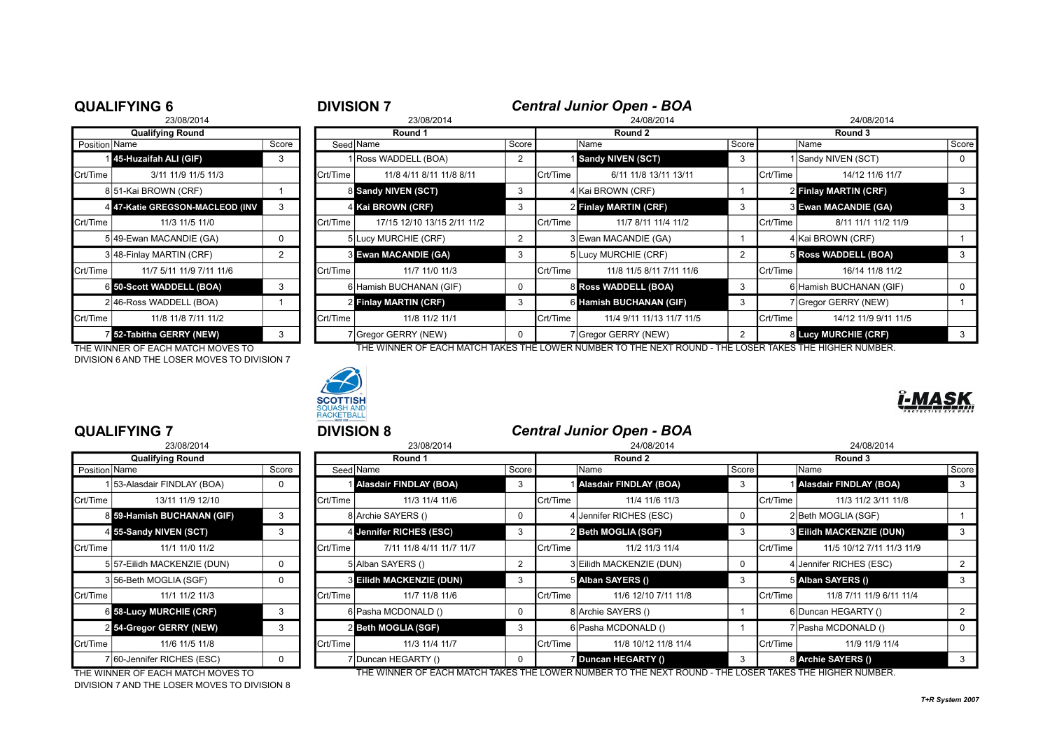## QUALIFYING 6

23/08/2014

| Qualifying Round | | |
|---|---|---|
| Position | Name | Score |
| 1 | **45-Huzaifah ALI (GIF)** | 3 |
| Crt/Time | 3/11 11/9 11/5 11/3 | |
| 8 | 51-Kai BROWN (CRF) | 1 |
| 4 | **47-Katie GREGSON-MACLEOD (INV** | 3 |
| Crt/Time | 11/3 11/5 11/0 | |
| 5 | 49-Ewan MACANDIE (GA) | 0 |
| 3 | 48-Finlay MARTIN (CRF) | 2 |
| Crt/Time | 11/7 5/11 11/9 7/11 11/6 | |
| 6 | **50-Scott WADDELL (BOA)** | 3 |
| 2 | 46-Ross WADDELL (BOA) | 1 |
| Crt/Time | 11/8 11/8 7/11 11/2 | |
| 7 | **52-Tabitha GERRY (NEW)** | 3 |

THE WINNER OF EACH MATCH MOVES TO DIVISION 6 AND THE LOSER MOVES TO DIVISION 7

## DIVISION 7

### *Central Junior Open - BOA*

| Round 1 (23/08/2014) | | | Round 2 (24/08/2014) | | | Round 3 (24/08/2014) | | |
|---|---|---|---|---|---|---|---|---|
| Seed | Name | Score | | Name | Score | | Name | Score |
| 1 | Ross WADDELL (BOA) | 2 | 1 | **Sandy NIVEN (SCT)** | 3 | 1 | Sandy NIVEN (SCT) | 0 |
| Crt/Time | 11/8 4/11 8/11 11/8 8/11 | | Crt/Time | 6/11 11/8 13/11 13/11 | | Crt/Time | 14/12 11/6 11/7 | |
| 8 | **Sandy NIVEN (SCT)** | 3 | 4 | Kai BROWN (CRF) | 1 | 2 | **Finlay MARTIN (CRF)** | 3 |
| 4 | **Kai BROWN (CRF)** | 3 | 2 | **Finlay MARTIN (CRF)** | 3 | 3 | **Ewan MACANDIE (GA)** | 3 |
| Crt/Time | 17/15 12/10 13/15 2/11 11/2 | | Crt/Time | 11/7 8/11 11/4 11/2 | | Crt/Time | 8/11 11/1 11/2 11/9 | |
| 5 | Lucy MURCHIE (CRF) | 2 | 3 | Ewan MACANDIE (GA) | 1 | 4 | Kai BROWN (CRF) | 1 |
| 3 | **Ewan MACANDIE (GA)** | 3 | 5 | Lucy MURCHIE (CRF) | 2 | 5 | **Ross WADDELL (BOA)** | 3 |
| Crt/Time | 11/7 11/0 11/3 | | Crt/Time | 11/8 11/5 8/11 7/11 11/6 | | Crt/Time | 16/14 11/8 11/2 | |
| 6 | Hamish BUCHANAN (GIF) | 0 | 8 | **Ross WADDELL (BOA)** | 3 | 6 | Hamish BUCHANAN (GIF) | 0 |
| 2 | **Finlay MARTIN (CRF)** | 3 | 6 | **Hamish BUCHANAN (GIF)** | 3 | 7 | Gregor GERRY (NEW) | 1 |
| Crt/Time | 11/8 11/2 11/1 | | Crt/Time | 11/4 9/11 11/13 11/7 11/5 | | Crt/Time | 14/12 11/9 9/11 11/5 | |
| 7 | Gregor GERRY (NEW) | 0 | 7 | Gregor GERRY (NEW) | 2 | 8 | **Lucy MURCHIE (CRF)** | 3 |

THE WINNER OF EACH MATCH TAKES THE LOWER NUMBER TO THE NEXT ROUND - THE LOSER TAKES THE HIGHER NUMBER.

## QUALIFYING 7

23/08/2014

| Qualifying Round | | |
|---|---|---|
| Position | Name | Score |
| 1 | 53-Alasdair FINDLAY (BOA) | 0 |
| Crt/Time | 13/11 11/9 12/10 | |
| 8 | **59-Hamish BUCHANAN (GIF)** | 3 |
| 4 | **55-Sandy NIVEN (SCT)** | 3 |
| Crt/Time | 11/1 11/0 11/2 | |
| 5 | 57-Eilidh MACKENZIE (DUN) | 0 |
| 3 | 56-Beth MOGLIA (SGF) | 0 |
| Crt/Time | 11/1 11/2 11/3 | |
| 6 | **58-Lucy MURCHIE (CRF)** | 3 |
| 2 | **54-Gregor GERRY (NEW)** | 3 |
| Crt/Time | 11/6 11/5 11/8 | |
| 7 | 60-Jennifer RICHES (ESC) | 0 |

THE WINNER OF EACH MATCH MOVES TO DIVISION 7 AND THE LOSER MOVES TO DIVISION 8

## DIVISION 8

### *Central Junior Open - BOA*

| Round 1 (23/08/2014) | | | Round 2 (24/08/2014) | | | Round 3 (24/08/2014) | | |
|---|---|---|---|---|---|---|---|---|
| Seed | Name | Score | | Name | Score | | Name | Score |
| 1 | **Alasdair FINDLAY (BOA)** | 3 | 1 | **Alasdair FINDLAY (BOA)** | 3 | 1 | **Alasdair FINDLAY (BOA)** | 3 |
| Crt/Time | 11/3 11/4 11/6 | | Crt/Time | 11/4 11/6 11/3 | | Crt/Time | 11/3 11/2 3/11 11/8 | |
| 8 | Archie SAYERS () | 0 | 4 | Jennifer RICHES (ESC) | 0 | 2 | Beth MOGLIA (SGF) | 1 |
| 4 | **Jennifer RICHES (ESC)** | 3 | 2 | **Beth MOGLIA (SGF)** | 3 | 3 | **Eilidh MACKENZIE (DUN)** | 3 |
| Crt/Time | 7/11 11/8 4/11 11/7 11/7 | | Crt/Time | 11/2 11/3 11/4 | | Crt/Time | 11/5 10/12 7/11 11/3 11/9 | |
| 5 | Alban SAYERS () | 2 | 3 | Eilidh MACKENZIE (DUN) | 0 | 4 | Jennifer RICHES (ESC) | 2 |
| 3 | **Eilidh MACKENZIE (DUN)** | 3 | 5 | **Alban SAYERS ()** | 3 | 5 | **Alban SAYERS ()** | 3 |
| Crt/Time | 11/7 11/8 11/6 | | Crt/Time | 11/6 12/10 7/11 11/8 | | Crt/Time | 11/8 7/11 11/9 6/11 11/4 | |
| 6 | Pasha MCDONALD () | 0 | 8 | Archie SAYERS () | 1 | 6 | Duncan HEGARTY () | 2 |
| 2 | **Beth MOGLIA (SGF)** | 3 | 6 | Pasha MCDONALD () | 1 | 7 | Pasha MCDONALD () | 0 |
| Crt/Time | 11/3 11/4 11/7 | | Crt/Time | 11/8 10/12 11/8 11/4 | | Crt/Time | 11/9 11/9 11/4 | |
| 7 | Duncan HEGARTY () | 0 | 7 | **Duncan HEGARTY ()** | 3 | 8 | **Archie SAYERS ()** | 3 |

THE WINNER OF EACH MATCH TAKES THE LOWER NUMBER TO THE NEXT ROUND - THE LOSER TAKES THE HIGHER NUMBER.

*T+R System 2007*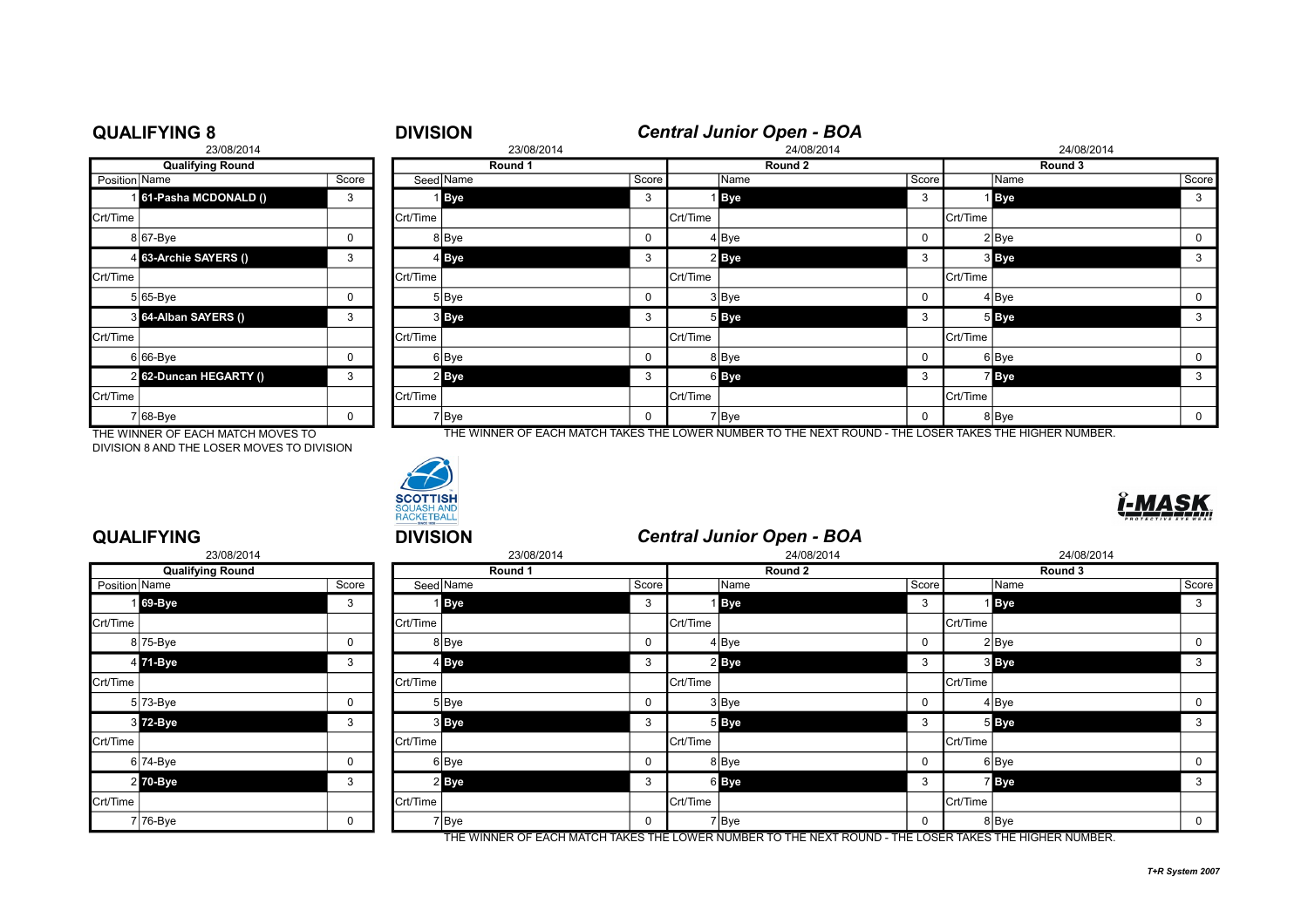## QUALIFYING 8

23/08/2014

| Qualifying Round | | |
|---|---|---|
| Position | Name | Score |
| 1 | **61-Pasha MCDONALD ()** | 3 |
| Crt/Time | | |
| 8 | 67-Bye | 0 |
| 4 | **63-Archie SAYERS ()** | 3 |
| Crt/Time | | |
| 5 | 65-Bye | 0 |
| 3 | **64-Alban SAYERS ()** | 3 |
| Crt/Time | | |
| 6 | 66-Bye | 0 |
| 2 | **62-Duncan HEGARTY ()** | 3 |
| Crt/Time | | |
| 7 | 68-Bye | 0 |

THE WINNER OF EACH MATCH MOVES TO DIVISION 8 AND THE LOSER MOVES TO DIVISION

## DIVISION

### *Central Junior Open - BOA*

| Round 1 (23/08/2014) | | | Round 2 (24/08/2014) | | | Round 3 (24/08/2014) | | |
|---|---|---|---|---|---|---|---|---|
| Seed | Name | Score | | Name | Score | | Name | Score |
| 1 | **Bye** | 3 | 1 | **Bye** | 3 | 1 | **Bye** | 3 |
| Crt/Time | | | Crt/Time | | | Crt/Time | | |
| 8 | Bye | 0 | 4 | Bye | 0 | 2 | Bye | 0 |
| 4 | **Bye** | 3 | 2 | **Bye** | 3 | 3 | **Bye** | 3 |
| Crt/Time | | | Crt/Time | | | Crt/Time | | |
| 5 | Bye | 0 | 3 | Bye | 0 | 4 | Bye | 0 |
| 3 | **Bye** | 3 | 5 | **Bye** | 3 | 5 | **Bye** | 3 |
| Crt/Time | | | Crt/Time | | | Crt/Time | | |
| 6 | Bye | 0 | 8 | Bye | 0 | 6 | Bye | 0 |
| 2 | **Bye** | 3 | 6 | **Bye** | 3 | 7 | **Bye** | 3 |
| Crt/Time | | | Crt/Time | | | Crt/Time | | |
| 7 | Bye | 0 | 7 | Bye | 0 | 8 | Bye | 0 |

THE WINNER OF EACH MATCH TAKES THE LOWER NUMBER TO THE NEXT ROUND - THE LOSER TAKES THE HIGHER NUMBER.

## QUALIFYING

23/08/2014

| Qualifying Round | | |
|---|---|---|
| Position | Name | Score |
| 1 | **69-Bye** | 3 |
| Crt/Time | | |
| 8 | 75-Bye | 0 |
| 4 | **71-Bye** | 3 |
| Crt/Time | | |
| 5 | 73-Bye | 0 |
| 3 | **72-Bye** | 3 |
| Crt/Time | | |
| 6 | 74-Bye | 0 |
| 2 | **70-Bye** | 3 |
| Crt/Time | | |
| 7 | 76-Bye | 0 |

## DIVISION

### *Central Junior Open - BOA*

| Round 1 (23/08/2014) | | | Round 2 (24/08/2014) | | | Round 3 (24/08/2014) | | |
|---|---|---|---|---|---|---|---|---|
| Seed | Name | Score | | Name | Score | | Name | Score |
| 1 | **Bye** | 3 | 1 | **Bye** | 3 | 1 | **Bye** | 3 |
| Crt/Time | | | Crt/Time | | | Crt/Time | | |
| 8 | Bye | 0 | 4 | Bye | 0 | 2 | Bye | 0 |
| 4 | **Bye** | 3 | 2 | **Bye** | 3 | 3 | **Bye** | 3 |
| Crt/Time | | | Crt/Time | | | Crt/Time | | |
| 5 | Bye | 0 | 3 | Bye | 0 | 4 | Bye | 0 |
| 3 | **Bye** | 3 | 5 | **Bye** | 3 | 5 | **Bye** | 3 |
| Crt/Time | | | Crt/Time | | | Crt/Time | | |
| 6 | Bye | 0 | 8 | Bye | 0 | 6 | Bye | 0 |
| 2 | **Bye** | 3 | 6 | **Bye** | 3 | 7 | **Bye** | 3 |
| Crt/Time | | | Crt/Time | | | Crt/Time | | |
| 7 | Bye | 0 | 7 | Bye | 0 | 8 | Bye | 0 |

THE WINNER OF EACH MATCH TAKES THE LOWER NUMBER TO THE NEXT ROUND - THE LOSER TAKES THE HIGHER NUMBER.

*T+R System 2007*